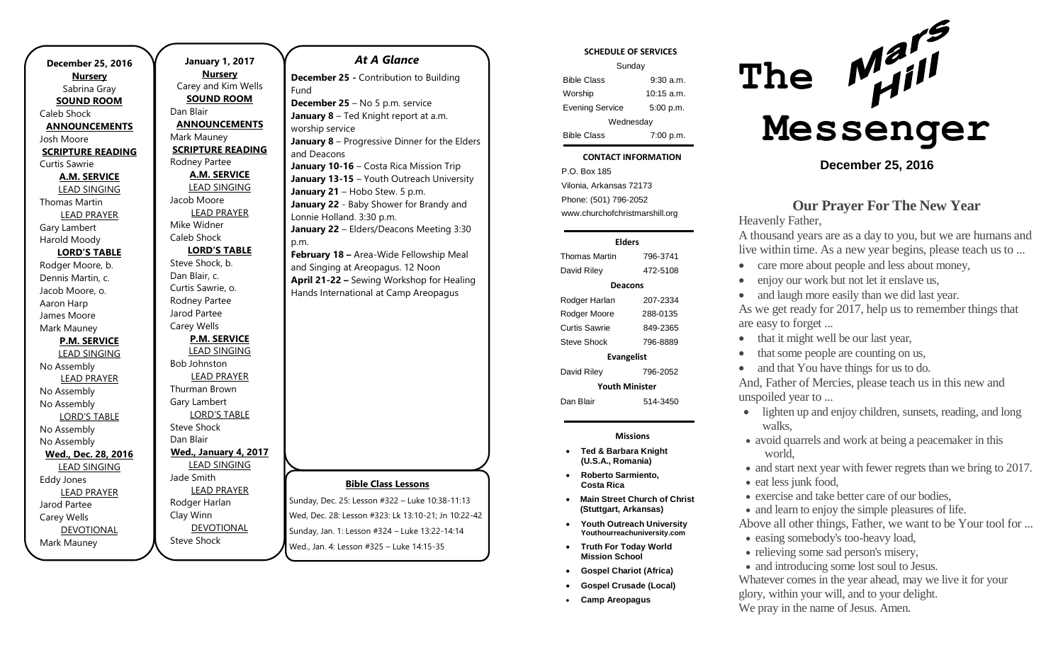**December 25, 2016**

**Nursery**

Sabrina Gray

**SOUND ROOM**

Caleb Shock

**ANNOUNCEMENTS**

Josh Moore

**SCRIPTURE READING**

Curtis Sawrie

**A.M. SERVICE**

LEAD SINGING

Thomas Martin

LEAD PRAYER

Gary Lambert

Harold Moody

**LORD'S TABLE**

Rodger Moore, b.

Dennis Martin, c.

Jacob Moore, o.

Aaron Harp

James Moore

Mark Mauney

**P.M. SERVICE**

LEAD SINGING

No Assembly

LEAD PRAYER

No Assembly

No Assembly

LORD'S TABLE

No Assembly

No Assembly

**Wed., Dec. 28, 2016**

LEAD SINGING

Eddy Jones

LEAD PRAYER

Jarod Partee

Carey Wells

DEVOTIONAL

Mark Mauney

**January 1, 2017**

**Nursery**

Carey and Kim Wells

**SOUND ROOM**

Dan Blair

**ANNOUNCEMENTS**

Mark Mauney

**SCRIPTURE READING**

Rodney Partee

**A.M. SERVICE**

LEAD SINGING

Jacob Moore

LEAD PRAYER

Mike Widner

Caleb Shock

**LORD'S TABLE**

Steve Shock, b.

Dan Blair, c.

Curtis Sawrie, o.

Rodney Partee

Jarod Partee

Carey Wells

**P.M. SERVICE**

LEAD SINGING

Bob Johnston

LEAD PRAYER

Thurman Brown

Gary Lambert

LORD'S TABLE

Steve Shock

Dan Blair

**Wed., January 4, 2017**

LEAD SINGING

Jade Smith

LEAD PRAYER

Rodger Harlan

Clay Winn

DEVOTIONAL

Steve Shock

## *At A Glance*

**December 25 -** Contribution to Building Fund

**December 25** – No 5 p.m. service

**January 8** – Ted Knight report at a.m. worship service

**January 8** – Progressive Dinner for the Elders and Deacons

**January 10-16** – Costa Rica Mission Trip

**January 13-15** – Youth Outreach University

**January 21** – Hobo Stew. 5 p.m.

**January 22** - Baby Shower for Brandy and Lonnie Holland. 3:30 p.m.

**January 22** – Elders/Deacons Meeting 3:30 p.m.

**February 18 –** Area-Wide Fellowship Meal and Singing at Areopagus. 12 Noon

**April 21-22 –** Sewing Workshop for Healing Hands International at Camp Areopagus

**Bible Class Lessons**

Sunday, Dec. 25: Lesson #322 – Luke 10:38-11:13

Wed, Dec. 28: Lesson #323: Lk 13:10-21; Jn 10:22-42

Sunday, Jan. 1: Lesson #324 – Luke 13:22-14:14

Wed., Jan. 4: Lesson #325 – Luke 14:15-35

**SCHEDULE OF SERVICES**

| | |
|---|---|
| Sunday | |
| Bible Class | 9:30 a.m. |
| Worship | 10:15 a.m. |
| Evening Service | 5:00 p.m. |
| Wednesday | |
| Bible Class | 7:00 p.m. |

**CONTACT INFORMATION**

P.O. Box 185

Vilonia, Arkansas 72173

Phone: (501) 796-2052

www.churchofchristmarshill.org

**Elders**

| | |
|---|---|
| Thomas Martin | 796-3741 |
| David Riley | 472-5108 |

**Deacons**

| | |
|---|---|
| Rodger Harlan | 207-2334 |
| Rodger Moore | 288-0135 |
| Curtis Sawrie | 849-2365 |
| Steve Shock | 796-8889 |

**Evangelist**

| | |
|---|---|
| David Riley | 796-2052 |

**Youth Minister**

| | |
|---|---|
| Dan Blair | 514-3450 |

**Missions**

- **Ted & Barbara Knight (U.S.A., Romania)**
- **Roberto Sarmiento, Costa Rica**
- **Main Street Church of Christ (Stuttgart, Arkansas)**
- **Youth Outreach University** Youthourreachuniversity.com
- **Truth For Today World Mission School**
- **Gospel Chariot (Africa)**
- **Gospel Crusade (Local)**
- **Camp Areopagus**

# The Mars Hill Messenger

**December 25, 2016**

## Our Prayer For The New Year

Heavenly Father,

A thousand years are as a day to you, but we are humans and live within time. As a new year begins, please teach us to ...

- care more about people and less about money,
- enjoy our work but not let it enslave us,
- and laugh more easily than we did last year.

As we get ready for 2017, help us to remember things that are easy to forget ...

- that it might well be our last year,
- that some people are counting on us,
- and that You have things for us to do.

And, Father of Mercies, please teach us in this new and unspoiled year to ...

- lighten up and enjoy children, sunsets, reading, and long walks,
- avoid quarrels and work at being a peacemaker in this world,
- and start next year with fewer regrets than we bring to 2017.
- eat less junk food,
- exercise and take better care of our bodies,
- and learn to enjoy the simple pleasures of life.

Above all other things, Father, we want to be Your tool for ...

- easing somebody's too-heavy load,
- relieving some sad person's misery,
- and introducing some lost soul to Jesus.

Whatever comes in the year ahead, may we live it for your glory, within your will, and to your delight.

We pray in the name of Jesus. Amen.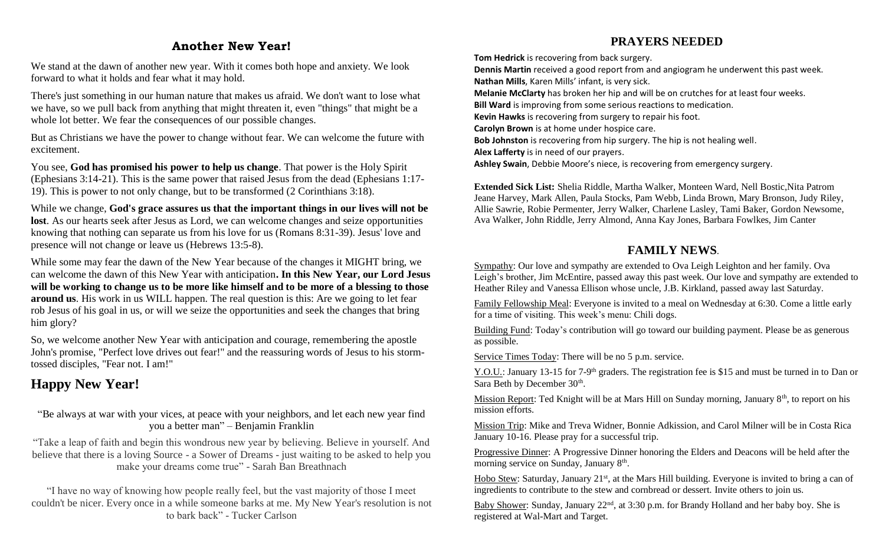## Another New Year!

We stand at the dawn of another new year. With it comes both hope and anxiety. We look forward to what it holds and fear what it may hold.

There's just something in our human nature that makes us afraid. We don't want to lose what we have, so we pull back from anything that might threaten it, even "things" that might be a whole lot better. We fear the consequences of our possible changes.

But as Christians we have the power to change without fear. We can welcome the future with excitement.

You see, **God has promised his power to help us change**. That power is the Holy Spirit (Ephesians 3:14-21). This is the same power that raised Jesus from the dead (Ephesians 1:17-19). This is power to not only change, but to be transformed (2 Corinthians 3:18).

While we change, **God's grace assures us that the important things in our lives will not be lost**. As our hearts seek after Jesus as Lord, we can welcome changes and seize opportunities knowing that nothing can separate us from his love for us (Romans 8:31-39). Jesus' love and presence will not change or leave us (Hebrews 13:5-8).

While some may fear the dawn of the New Year because of the changes it MIGHT bring, we can welcome the dawn of this New Year with anticipation**. In this New Year, our Lord Jesus will be working to change us to be more like himself and to be more of a blessing to those around us**. His work in us WILL happen. The real question is this: Are we going to let fear rob Jesus of his goal in us, or will we seize the opportunities and seek the changes that bring him glory?

So, we welcome another New Year with anticipation and courage, remembering the apostle John's promise, "Perfect love drives out fear!" and the reassuring words of Jesus to his storm-tossed disciples, "Fear not. I am!"

# Happy New Year!

"Be always at war with your vices, at peace with your neighbors, and let each new year find you a better man" – Benjamin Franklin

"Take a leap of faith and begin this wondrous new year by believing. Believe in yourself. And believe that there is a loving Source - a Sower of Dreams - just waiting to be asked to help you make your dreams come true" - Sarah Ban Breathnach

"I have no way of knowing how people really feel, but the vast majority of those I meet couldn't be nicer. Every once in a while someone barks at me. My New Year's resolution is not to bark back" - Tucker Carlson

## PRAYERS NEEDED

**Tom Hedrick** is recovering from back surgery.
**Dennis Martin** received a good report from and angiogram he underwent this past week.
**Nathan Mills**, Karen Mills' infant, is very sick.
**Melanie McClarty** has broken her hip and will be on crutches for at least four weeks.
**Bill Ward** is improving from some serious reactions to medication.
**Kevin Hawks** is recovering from surgery to repair his foot.
**Carolyn Brown** is at home under hospice care.
**Bob Johnston** is recovering from hip surgery. The hip is not healing well.
**Alex Lafferty** is in need of our prayers.
**Ashley Swain**, Debbie Moore's niece, is recovering from emergency surgery.

**Extended Sick List:** Shelia Riddle, Martha Walker, Monteen Ward, Nell Bostic,Nita Patrom Jeane Harvey, Mark Allen, Paula Stocks, Pam Webb, Linda Brown, Mary Bronson, Judy Riley, Allie Sawrie, Robie Permenter, Jerry Walker, Charlene Lasley, Tami Baker, Gordon Newsome, Ava Walker, John Riddle, Jerry Almond, Anna Kay Jones, Barbara Fowlkes, Jim Canter

## FAMILY NEWS.

Sympathy: Our love and sympathy are extended to Ova Leigh Leighton and her family. Ova Leigh's brother, Jim McEntire, passed away this past week. Our love and sympathy are extended to Heather Riley and Vanessa Ellison whose uncle, J.B. Kirkland, passed away last Saturday.

Family Fellowship Meal: Everyone is invited to a meal on Wednesday at 6:30. Come a little early for a time of visiting. This week's menu: Chili dogs.

Building Fund: Today's contribution will go toward our building payment. Please be as generous as possible.

Service Times Today: There will be no 5 p.m. service.

Y.O.U.: January 13-15 for 7-9th graders. The registration fee is $15 and must be turned in to Dan or Sara Beth by December 30th.

Mission Report: Ted Knight will be at Mars Hill on Sunday morning, January 8th, to report on his mission efforts.

Mission Trip: Mike and Treva Widner, Bonnie Adkission, and Carol Milner will be in Costa Rica January 10-16. Please pray for a successful trip.

Progressive Dinner: A Progressive Dinner honoring the Elders and Deacons will be held after the morning service on Sunday, January 8th.

Hobo Stew: Saturday, January 21st, at the Mars Hill building. Everyone is invited to bring a can of ingredients to contribute to the stew and cornbread or dessert. Invite others to join us.

Baby Shower: Sunday, January 22nd, at 3:30 p.m. for Brandy Holland and her baby boy. She is registered at Wal-Mart and Target.